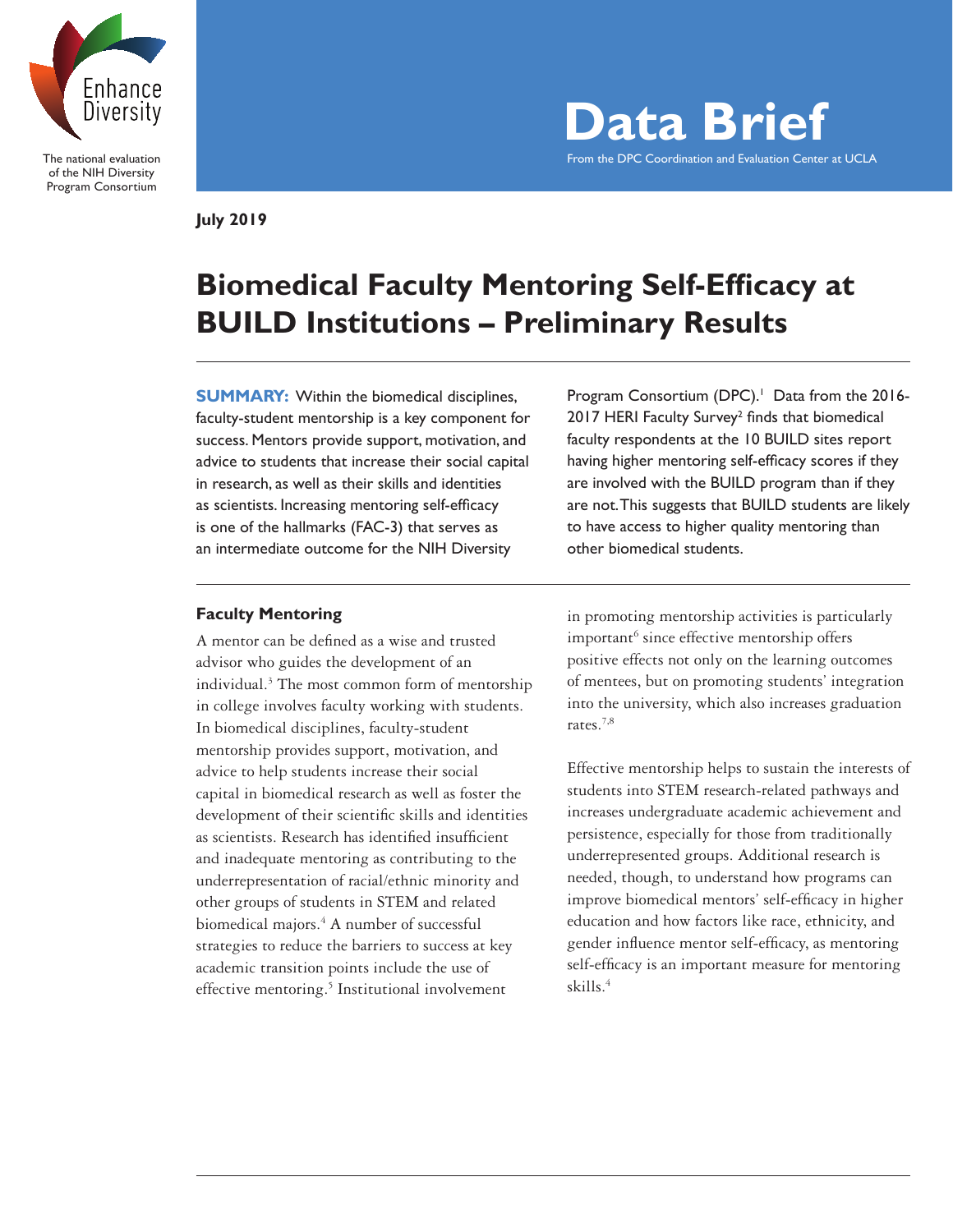Enhance Diversity

The national evaluation of the NIH Diversity Program Consortium

# Data Brief

From the DPC Coordination and Evaluation Center at UCLA

**July 2019**

# Biomedical Faculty Mentoring Self-Efficacy at BUILD Institutions – Preliminary Results

**SUMMARY:** Within the biomedical disciplines, faculty-student mentorship is a key component for success. Mentors provide support, motivation, and advice to students that increase their social capital in research, as well as their skills and identities as scientists. Increasing mentoring self-efficacy is one of the hallmarks (FAC-3) that serves as an intermediate outcome for the NIH Diversity Program Consortium (DPC).[1] Data from the 2016-2017 HERI Faculty Survey[2] finds that biomedical faculty respondents at the 10 BUILD sites report having higher mentoring self-efficacy scores if they are involved with the BUILD program than if they are not. This suggests that BUILD students are likely to have access to higher quality mentoring than other biomedical students.

## Faculty Mentoring

A mentor can be defined as a wise and trusted advisor who guides the development of an individual.[3] The most common form of mentorship in college involves faculty working with students. In biomedical disciplines, faculty-student mentorship provides support, motivation, and advice to help students increase their social capital in biomedical research as well as foster the development of their scientific skills and identities as scientists. Research has identified insufficient and inadequate mentoring as contributing to the underrepresentation of racial/ethnic minority and other groups of students in STEM and related biomedical majors.[4] A number of successful strategies to reduce the barriers to success at key academic transition points include the use of effective mentoring.[5] Institutional involvement in promoting mentorship activities is particularly important[6] since effective mentorship offers positive effects not only on the learning outcomes of mentees, but on promoting students' integration into the university, which also increases graduation rates.[7,8]

Effective mentorship helps to sustain the interests of students into STEM research-related pathways and increases undergraduate academic achievement and persistence, especially for those from traditionally underrepresented groups. Additional research is needed, though, to understand how programs can improve biomedical mentors' self-efficacy in higher education and how factors like race, ethnicity, and gender influence mentor self-efficacy, as mentoring self-efficacy is an important measure for mentoring skills.[4]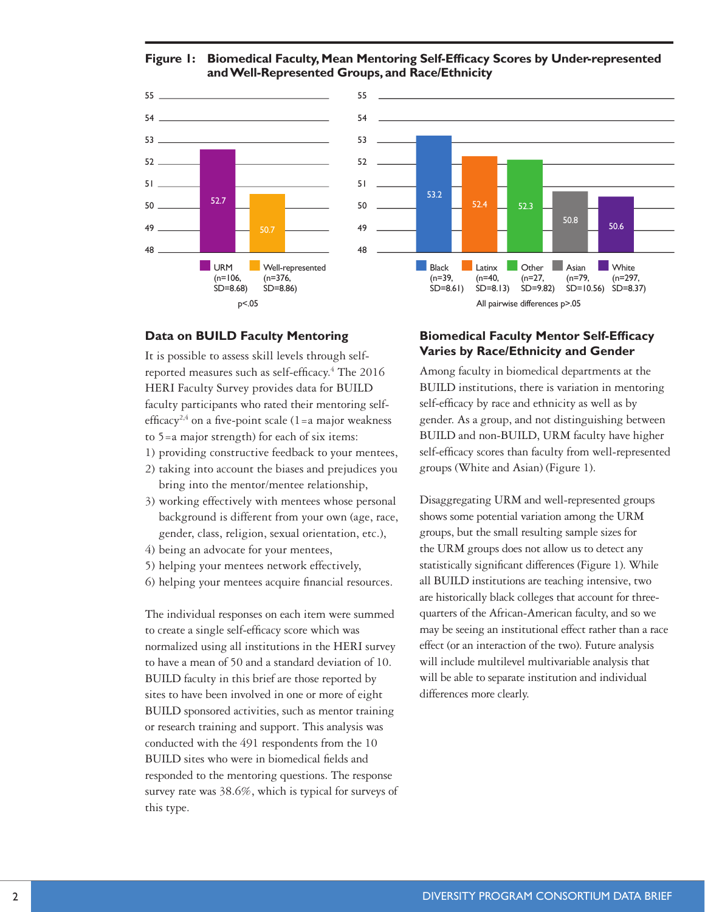**Figure 1: Biomedical Faculty, Mean Mentoring Self-Efficacy Scores by Under-represented and Well-Represented Groups, and Race/Ethnicity**

| Group | Mean | n | SD |
|---|---|---|---|
| URM | 52.7 | 106 | 8.68 |
| Well-represented | 50.7 | 376 | 8.86 |

$p < .05$

| Race/Ethnicity | Mean | n | SD |
|---|---|---|---|
| Black | 53.2 | 39 | 8.61 |
| Latinx | 52.4 | 40 | 8.13 |
| Other | 52.3 | 27 | 9.82 |
| Asian | 50.8 | 79 | 10.56 |
| White | 50.6 | 297 | 8.37 |

All pairwise differences $p > .05$

## Data on BUILD Faculty Mentoring

It is possible to assess skill levels through self-reported measures such as self-efficacy.[4] The 2016 HERI Faculty Survey provides data for BUILD faculty participants who rated their mentoring self-efficacy[2,4] on a five-point scale (1=a major weakness to 5=a major strength) for each of six items:

1) providing constructive feedback to your mentees,
2) taking into account the biases and prejudices you bring into the mentor/mentee relationship,
3) working effectively with mentees whose personal background is different from your own (age, race, gender, class, religion, sexual orientation, etc.),
4) being an advocate for your mentees,
5) helping your mentees network effectively,
6) helping your mentees acquire financial resources.

The individual responses on each item were summed to create a single self-efficacy score which was normalized using all institutions in the HERI survey to have a mean of 50 and a standard deviation of 10. BUILD faculty in this brief are those reported by sites to have been involved in one or more of eight BUILD sponsored activities, such as mentor training or research training and support. This analysis was conducted with the 491 respondents from the 10 BUILD sites who were in biomedical fields and responded to the mentoring questions. The response survey rate was 38.6%, which is typical for surveys of this type.

## Biomedical Faculty Mentor Self-Efficacy Varies by Race/Ethnicity and Gender

Among faculty in biomedical departments at the BUILD institutions, there is variation in mentoring self-efficacy by race and ethnicity as well as by gender. As a group, and not distinguishing between BUILD and non-BUILD, URM faculty have higher self-efficacy scores than faculty from well-represented groups (White and Asian) (Figure 1).

Disaggregating URM and well-represented groups shows some potential variation among the URM groups, but the small resulting sample sizes for the URM groups does not allow us to detect any statistically significant differences (Figure 1). While all BUILD institutions are teaching intensive, two are historically black colleges that account for three-quarters of the African-American faculty, and so we may be seeing an institutional effect rather than a race effect (or an interaction of the two). Future analysis will include multilevel multivariable analysis that will be able to separate institution and individual differences more clearly.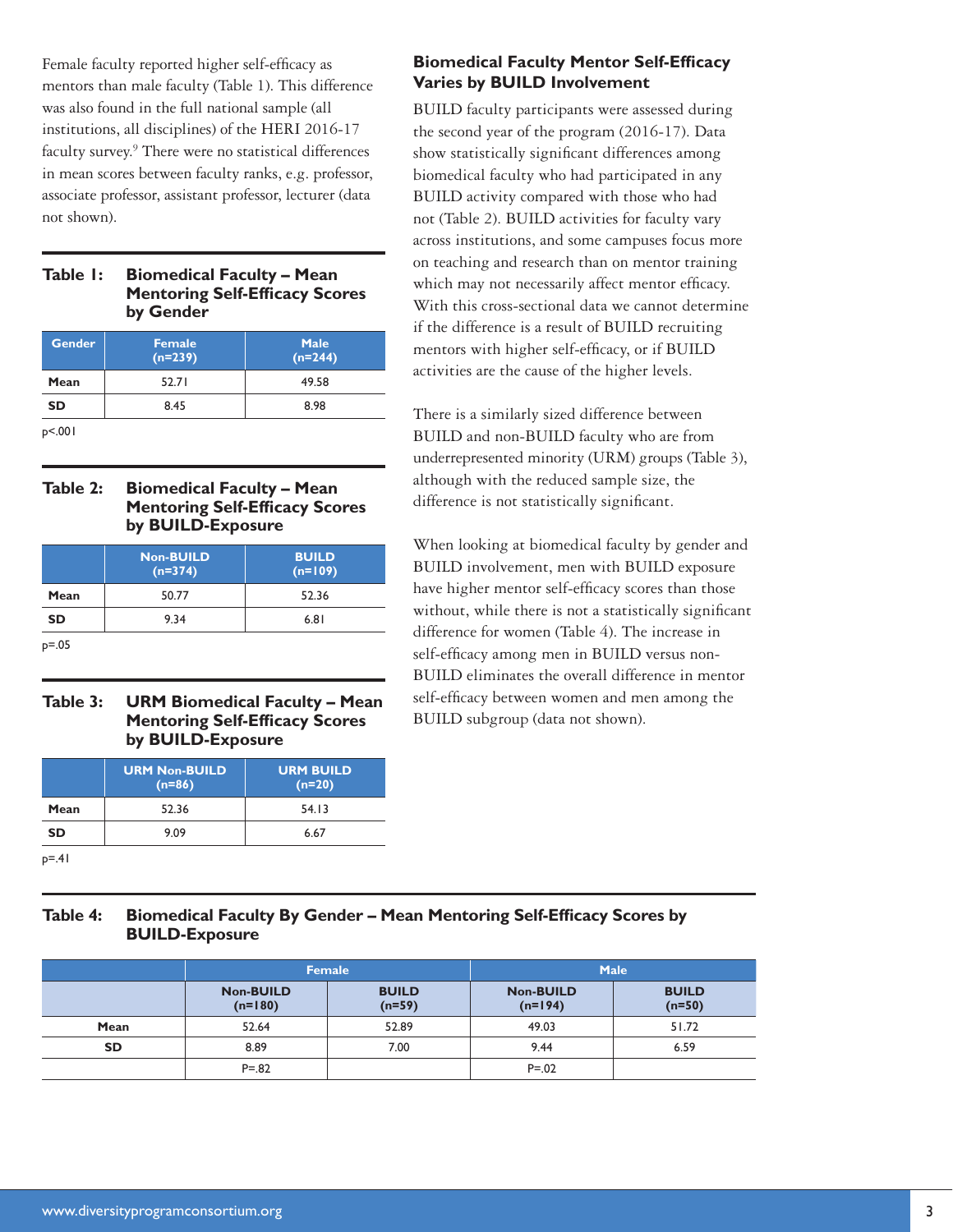Female faculty reported higher self-efficacy as mentors than male faculty (Table 1). This difference was also found in the full national sample (all institutions, all disciplines) of the HERI 2016-17 faculty survey.[9] There were no statistical differences in mean scores between faculty ranks, e.g. professor, associate professor, assistant professor, lecturer (data not shown).

**Table 1: Biomedical Faculty – Mean Mentoring Self-Efficacy Scores by Gender**

| Gender | Female (n=239) | Male (n=244) |
|---|---|---|
| Mean | 52.71 | 49.58 |
| SD | 8.45 | 8.98 |

p<.001

**Table 2: Biomedical Faculty – Mean Mentoring Self-Efficacy Scores by BUILD-Exposure**

| | Non-BUILD (n=374) | BUILD (n=109) |
|---|---|---|
| Mean | 50.77 | 52.36 |
| SD | 9.34 | 6.81 |

p=.05

**Table 3: URM Biomedical Faculty – Mean Mentoring Self-Efficacy Scores by BUILD-Exposure**

| | URM Non-BUILD (n=86) | URM BUILD (n=20) |
|---|---|---|
| Mean | 52.36 | 54.13 |
| SD | 9.09 | 6.67 |

p=.41

## Biomedical Faculty Mentor Self-Efficacy Varies by BUILD Involvement

BUILD faculty participants were assessed during the second year of the program (2016-17). Data show statistically significant differences among biomedical faculty who had participated in any BUILD activity compared with those who had not (Table 2). BUILD activities for faculty vary across institutions, and some campuses focus more on teaching and research than on mentor training which may not necessarily affect mentor efficacy. With this cross-sectional data we cannot determine if the difference is a result of BUILD recruiting mentors with higher self-efficacy, or if BUILD activities are the cause of the higher levels.

There is a similarly sized difference between BUILD and non-BUILD faculty who are from underrepresented minority (URM) groups (Table 3), although with the reduced sample size, the difference is not statistically significant.

When looking at biomedical faculty by gender and BUILD involvement, men with BUILD exposure have higher mentor self-efficacy scores than those without, while there is not a statistically significant difference for women (Table 4). The increase in self-efficacy among men in BUILD versus non-BUILD eliminates the overall difference in mentor self-efficacy between women and men among the BUILD subgroup (data not shown).

**Table 4: Biomedical Faculty By Gender – Mean Mentoring Self-Efficacy Scores by BUILD-Exposure**

| | Female | | Male | |
|---|---|---|---|---|
| | Non-BUILD (n=180) | BUILD (n=59) | Non-BUILD (n=194) | BUILD (n=50) |
| Mean | 52.64 | 52.89 | 49.03 | 51.72 |
| SD | 8.89 | 7.00 | 9.44 | 6.59 |
| | P=.82 | | P=.02 | |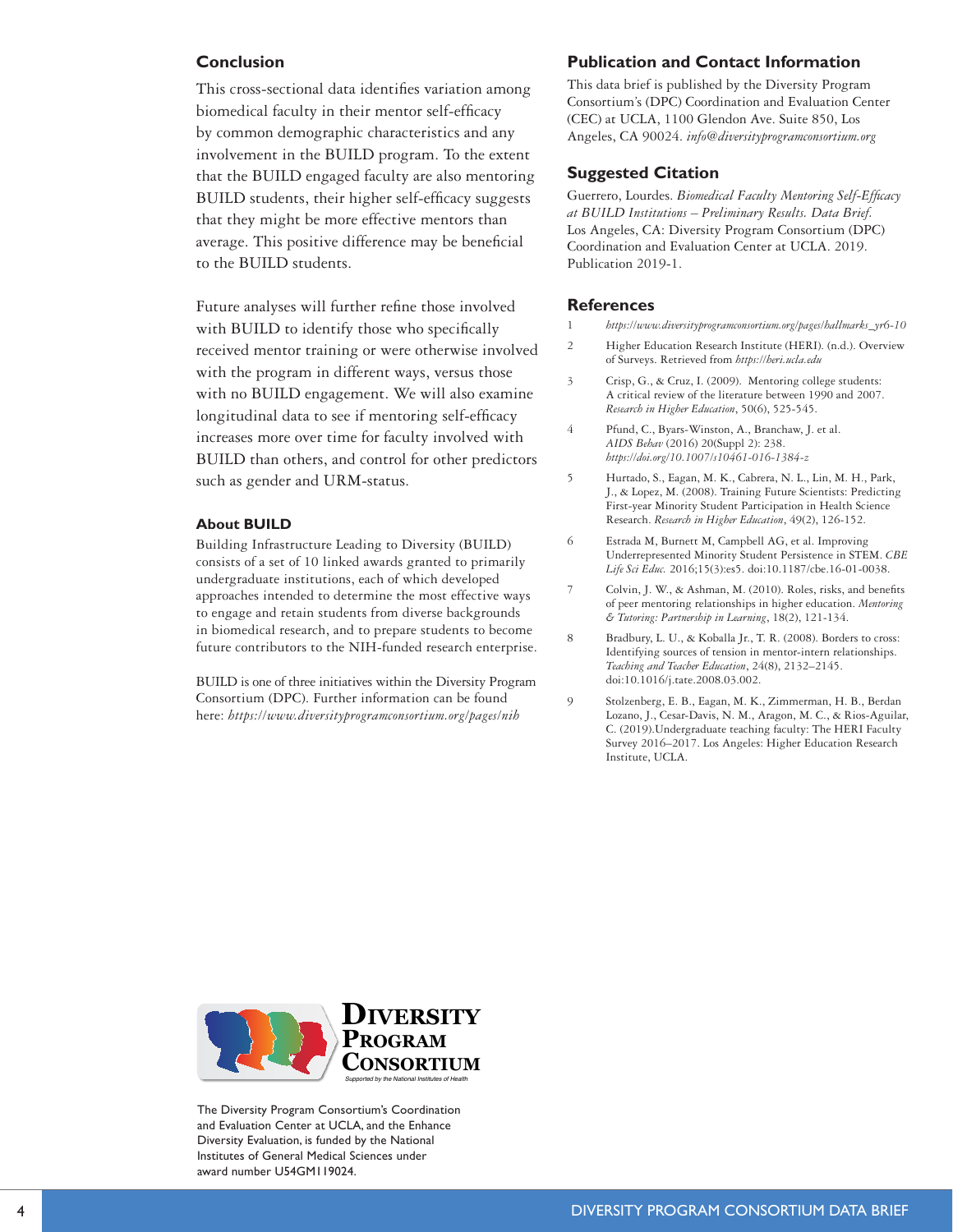## Conclusion

This cross-sectional data identifies variation among biomedical faculty in their mentor self-efficacy by common demographic characteristics and any involvement in the BUILD program. To the extent that the BUILD engaged faculty are also mentoring BUILD students, their higher self-efficacy suggests that they might be more effective mentors than average. This positive difference may be beneficial to the BUILD students.

Future analyses will further refine those involved with BUILD to identify those who specifically received mentor training or were otherwise involved with the program in different ways, versus those with no BUILD engagement. We will also examine longitudinal data to see if mentoring self-efficacy increases more over time for faculty involved with BUILD than others, and control for other predictors such as gender and URM-status.

### About BUILD

Building Infrastructure Leading to Diversity (BUILD) consists of a set of 10 linked awards granted to primarily undergraduate institutions, each of which developed approaches intended to determine the most effective ways to engage and retain students from diverse backgrounds in biomedical research, and to prepare students to become future contributors to the NIH-funded research enterprise.

BUILD is one of three initiatives within the Diversity Program Consortium (DPC). Further information can be found here: *https://www.diversityprogramconsortium.org/pages/nih*

## Publication and Contact Information

This data brief is published by the Diversity Program Consortium's (DPC) Coordination and Evaluation Center (CEC) at UCLA, 1100 Glendon Ave. Suite 850, Los Angeles, CA 90024. *info@diversityprogramconsortium.org*

## Suggested Citation

Guerrero, Lourdes. *Biomedical Faculty Mentoring Self-Efficacy at BUILD Institutions – Preliminary Results. Data Brief.* Los Angeles, CA: Diversity Program Consortium (DPC) Coordination and Evaluation Center at UCLA. 2019. Publication 2019-1.

## References

1. *https://www.diversityprogramconsortium.org/pages/hallmarks_yr6-10*
2. Higher Education Research Institute (HERI). (n.d.). Overview of Surveys. Retrieved from *https://heri.ucla.edu*
3. Crisp, G., & Cruz, I. (2009). Mentoring college students: A critical review of the literature between 1990 and 2007. *Research in Higher Education*, 50(6), 525-545.
4. Pfund, C., Byars-Winston, A., Branchaw, J. et al. *AIDS Behav* (2016) 20(Suppl 2): 238. *https://doi.org/10.1007/s10461-016-1384-z*
5. Hurtado, S., Eagan, M. K., Cabrera, N. L., Lin, M. H., Park, J., & Lopez, M. (2008). Training Future Scientists: Predicting First-year Minority Student Participation in Health Science Research. *Research in Higher Education*, 49(2), 126-152.
6. Estrada M, Burnett M, Campbell AG, et al. Improving Underrepresented Minority Student Persistence in STEM. *CBE Life Sci Educ.* 2016;15(3):es5. doi:10.1187/cbe.16-01-0038.
7. Colvin, J. W., & Ashman, M. (2010). Roles, risks, and benefits of peer mentoring relationships in higher education. *Mentoring & Tutoring: Partnership in Learning*, 18(2), 121-134.
8. Bradbury, L. U., & Koballa Jr., T. R. (2008). Borders to cross: Identifying sources of tension in mentor-intern relationships. *Teaching and Teacher Education*, 24(8), 2132–2145. doi:10.1016/j.tate.2008.03.002.
9. Stolzenberg, E. B., Eagan, M. K., Zimmerman, H. B., Berdan Lozano, J., Cesar-Davis, N. M., Aragon, M. C., & Rios-Aguilar, C. (2019).Undergraduate teaching faculty: The HERI Faculty Survey 2016–2017. Los Angeles: Higher Education Research Institute, UCLA.

Diversity Program Consortium
Supported by the National Institutes of Health

The Diversity Program Consortium's Coordination and Evaluation Center at UCLA, and the Enhance Diversity Evaluation, is funded by the National Institutes of General Medical Sciences under award number U54GM119024.